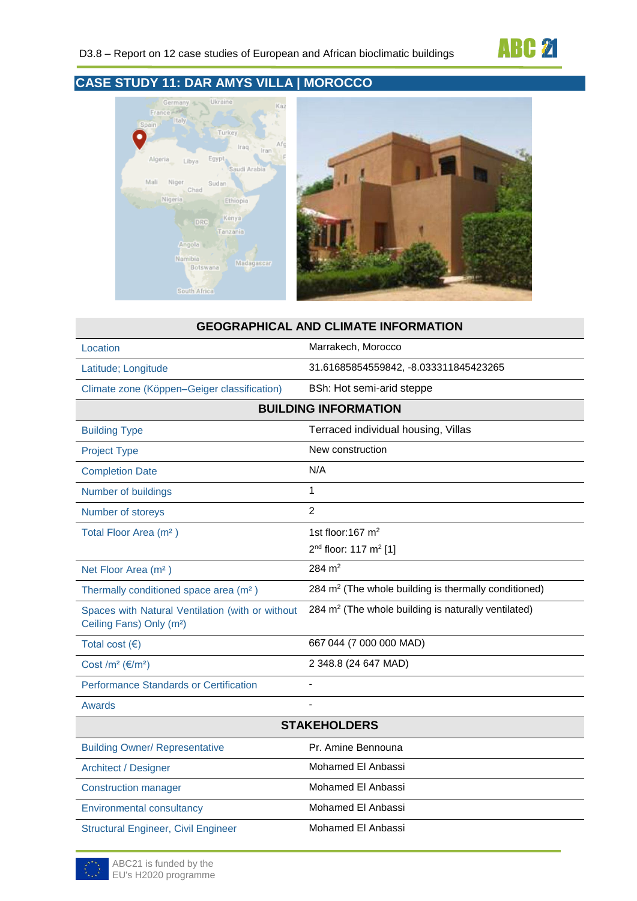# CASE STUDY 11: DAR AMYS VILLA | MOROCCO

| GEOGRAPHICAL AND CLIMATE INFORMATION | |
|---|---|
| Location | Marrakech, Morocco |
| Latitude; Longitude | 31.61685854559842, -8.033311845423265 |
| Climate zone (Köppen–Geiger classification) | BSh: Hot semi-arid steppe |
| **BUILDING INFORMATION** | |
| Building Type | Terraced individual housing, Villas |
| Project Type | New construction |
| Completion Date | N/A |
| Number of buildings | 1 |
| Number of storeys | 2 |
| Total Floor Area (m² ) | 1st floor:167 m² <br> 2nd floor: 117 m² [1] |
| Net Floor Area (m² ) | 284 m² |
| Thermally conditioned space area (m² ) | 284 m² (The whole building is thermally conditioned) |
| Spaces with Natural Ventilation (with or without Ceiling Fans) Only (m²) | 284 m² (The whole building is naturally ventilated) |
| Total cost (€) | 667 044 (7 000 000 MAD) |
| Cost /m² (€/m²) | 2 348.8 (24 647 MAD) |
| Performance Standards or Certification | - |
| Awards | - |
| **STAKEHOLDERS** | |
| Building Owner/ Representative | Pr. Amine Bennouna |
| Architect / Designer | Mohamed El Anbassi |
| Construction manager | Mohamed El Anbassi |
| Environmental consultancy | Mohamed El Anbassi |
| Structural Engineer, Civil Engineer | Mohamed El Anbassi |

ABC21 is funded by the EU's H2020 programme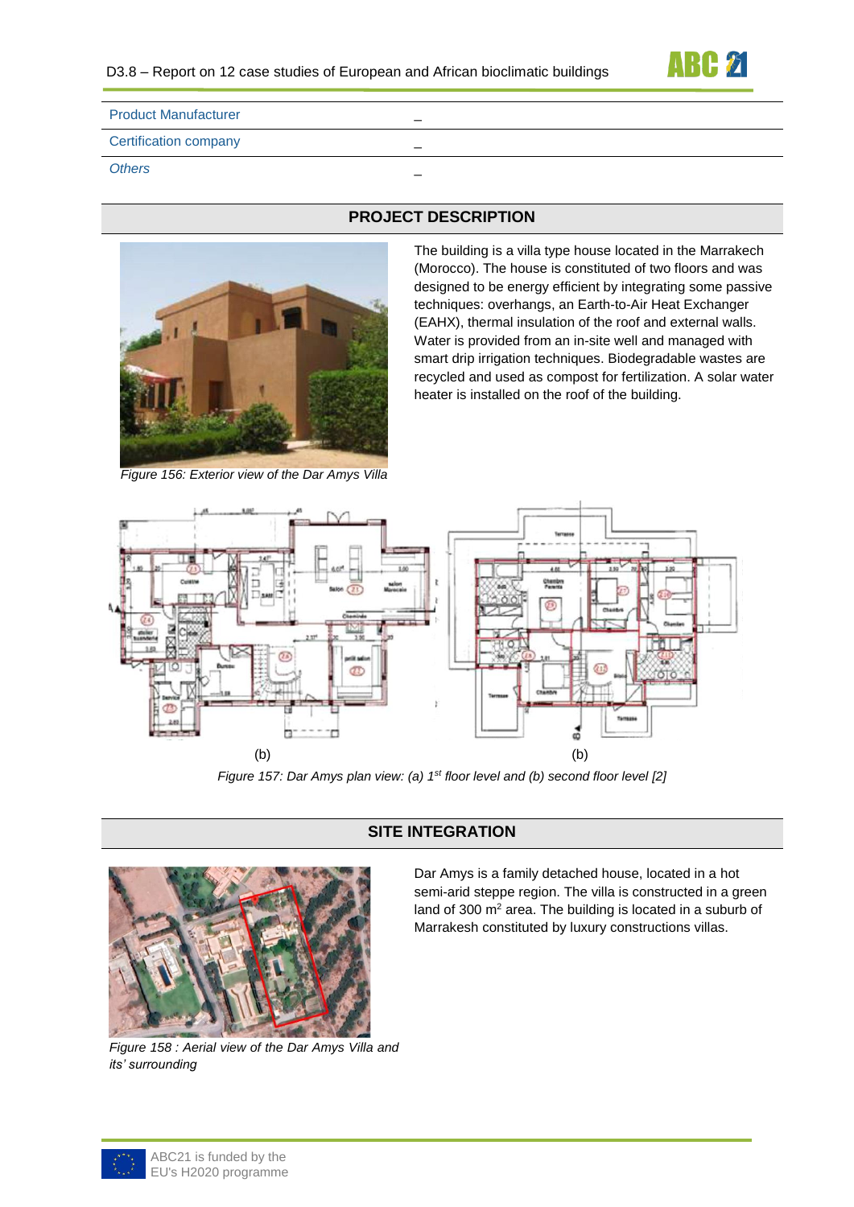| | |
|---|---|
| Product Manufacturer | – |
| Certification company | – |
| *Others* | – |

## PROJECT DESCRIPTION

The building is a villa type house located in the Marrakech (Morocco). The house is constituted of two floors and was designed to be energy efficient by integrating some passive techniques: overhangs, an Earth-to-Air Heat Exchanger (EAHX), thermal insulation of the roof and external walls. Water is provided from an in-site well and managed with smart drip irrigation techniques. Biodegradable wastes are recycled and used as compost for fertilization. A solar water heater is installed on the roof of the building.

*Figure 156: Exterior view of the Dar Amys Villa*

(b) (b)

*Figure 157: Dar Amys plan view: (a) 1st floor level and (b) second floor level [2]*

## SITE INTEGRATION

Dar Amys is a family detached house, located in a hot semi-arid steppe region. The villa is constructed in a green land of 300 m$^2$ area. The building is located in a suburb of Marrakesh constituted by luxury constructions villas.

*Figure 158 : Aerial view of the Dar Amys Villa and its' surrounding*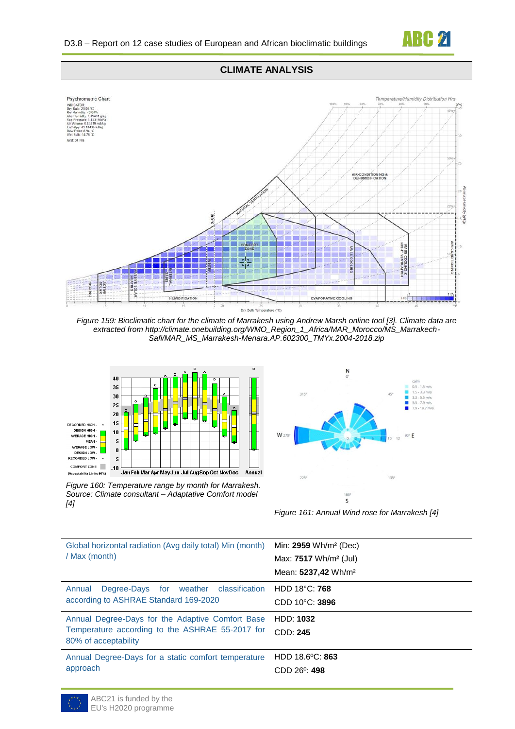## CLIMATE ANALYSIS

*Figure 159: Bioclimatic chart for the climate of Marrakesh using Andrew Marsh online tool [3]. Climate data are extracted from http://climate.onebuilding.org/WMO_Region_1_Africa/MAR_Morocco/MS_Marrakech-Safi/MAR_MS_Marrakesh-Menara.AP.602300_TMYx.2004-2018.zip*

*Figure 160: Temperature range by month for Marrakesh. Source: Climate consultant – Adaptative Comfort model [4]*

*Figure 161: Annual Wind rose for Marrakesh [4]*

| | |
|---|---|
| Global horizontal radiation (Avg daily total) Min (month) / Max (month) | Min: **2959** Wh/m² (Dec)<br>Max: **7517** Wh/m² (Jul)<br>Mean: **5237,42** Wh/m² |
| Annual Degree-Days for weather classification according to ASHRAE Standard 169-2020 | HDD 18°C: **768**<br>CDD 10°C: **3896** |
| Annual Degree-Days for the Adaptive Comfort Base Temperature according to the ASHRAE 55-2017 for 80% of acceptability | HDD: **1032**<br>CDD: **245** |
| Annual Degree-Days for a static comfort temperature approach | HDD 18.6ºC: **863**<br>CDD 26º: **498** |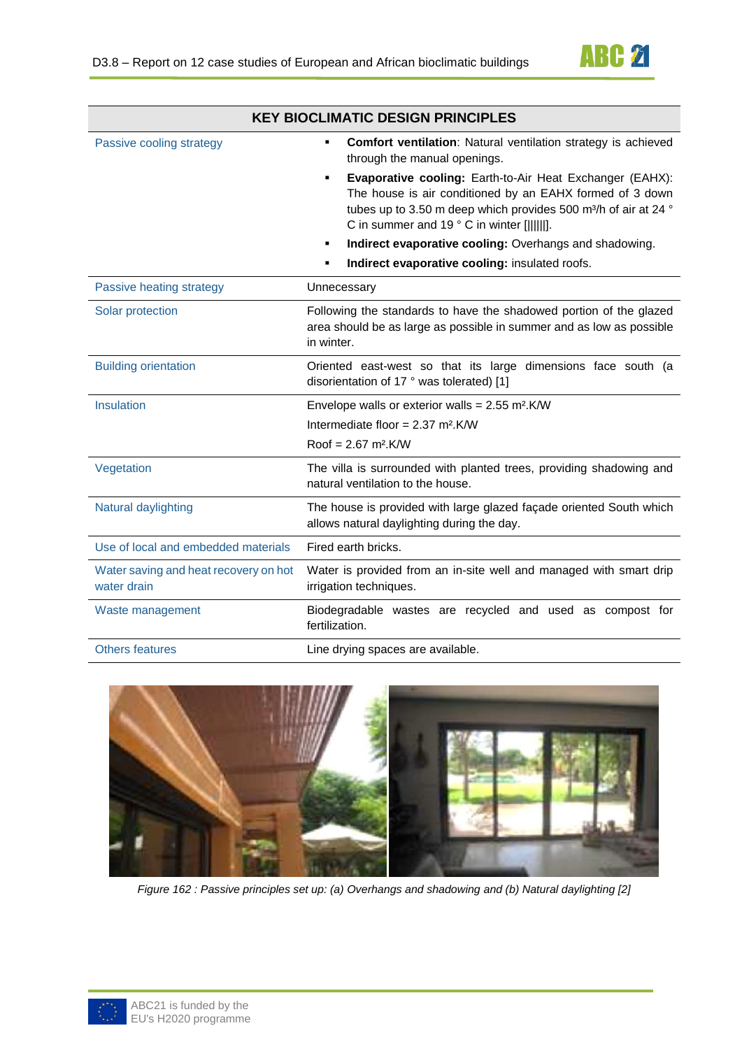| KEY BIOCLIMATIC DESIGN PRINCIPLES | |
|---|---|
| Passive cooling strategy | ▪ **Comfort ventilation**: Natural ventilation strategy is achieved through the manual openings.<br>▪ **Evaporative cooling:** Earth-to-Air Heat Exchanger (EAHX): The house is air conditioned by an EAHX formed of 3 down tubes up to 3.50 m deep which provides 500 m³/h of air at 24 ° C in summer and 19 ° C in winter [||||||].<br>▪ **Indirect evaporative cooling:** Overhangs and shadowing.<br>▪ **Indirect evaporative cooling:** insulated roofs. |
| Passive heating strategy | Unnecessary |
| Solar protection | Following the standards to have the shadowed portion of the glazed area should be as large as possible in summer and as low as possible in winter. |
| Building orientation | Oriented east-west so that its large dimensions face south (a disorientation of 17 ° was tolerated) [1] |
| Insulation | Envelope walls or exterior walls = 2.55 m².K/W<br>Intermediate floor = 2.37 m².K/W<br>Roof = 2.67 m².K/W |
| Vegetation | The villa is surrounded with planted trees, providing shadowing and natural ventilation to the house. |
| Natural daylighting | The house is provided with large glazed façade oriented South which allows natural daylighting during the day. |
| Use of local and embedded materials | Fired earth bricks. |
| Water saving and heat recovery on hot water drain | Water is provided from an in-site well and managed with smart drip irrigation techniques. |
| Waste management | Biodegradable wastes are recycled and used as compost for fertilization. |
| Others features | Line drying spaces are available. |

*Figure 162 : Passive principles set up: (a) Overhangs and shadowing and (b) Natural daylighting [2]*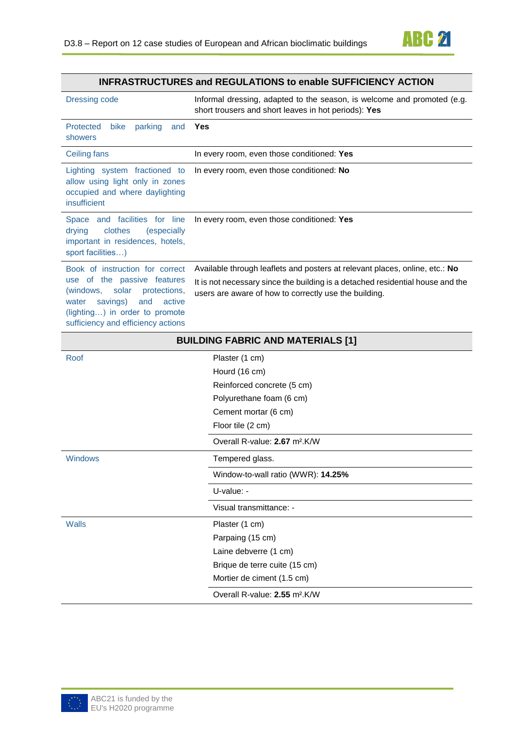| INFRASTRUCTURES and REGULATIONS to enable SUFFICIENCY ACTION | |
|---|---|
| Dressing code | Informal dressing, adapted to the season, is welcome and promoted (e.g. short trousers and short leaves in hot periods): **Yes** |
| Protected bike parking and showers | **Yes** |
| Ceiling fans | In every room, even those conditioned: **Yes** |
| Lighting system fractioned to allow using light only in zones occupied and where daylighting insufficient | In every room, even those conditioned: **No** |
| Space and facilities for line drying clothes (especially important in residences, hotels, sport facilities…) | In every room, even those conditioned: **Yes** |
| Book of instruction for correct use of the passive features (windows, solar protections, water savings) and active (lighting…) in order to promote sufficiency and efficiency actions | Available through leaflets and posters at relevant places, online, etc.: **No**<br>It is not necessary since the building is a detached residential house and the users are aware of how to correctly use the building. |

| BUILDING FABRIC AND MATERIALS [1] | |
|---|---|
| Roof | Plaster (1 cm)<br>Hourd (16 cm)<br>Reinforced concrete (5 cm)<br>Polyurethane foam (6 cm)<br>Cement mortar (6 cm)<br>Floor tile (2 cm) |
| | Overall R-value: **2.67** m².K/W |
| Windows | Tempered glass. |
| | Window-to-wall ratio (WWR): **14.25%** |
| | U-value: - |
| | Visual transmittance: - |
| Walls | Plaster (1 cm)<br>Parpaing (15 cm)<br>Laine debverre (1 cm)<br>Brique de terre cuite (15 cm)<br>Mortier de ciment (1.5 cm) |
| | Overall R-value: **2.55** m².K/W |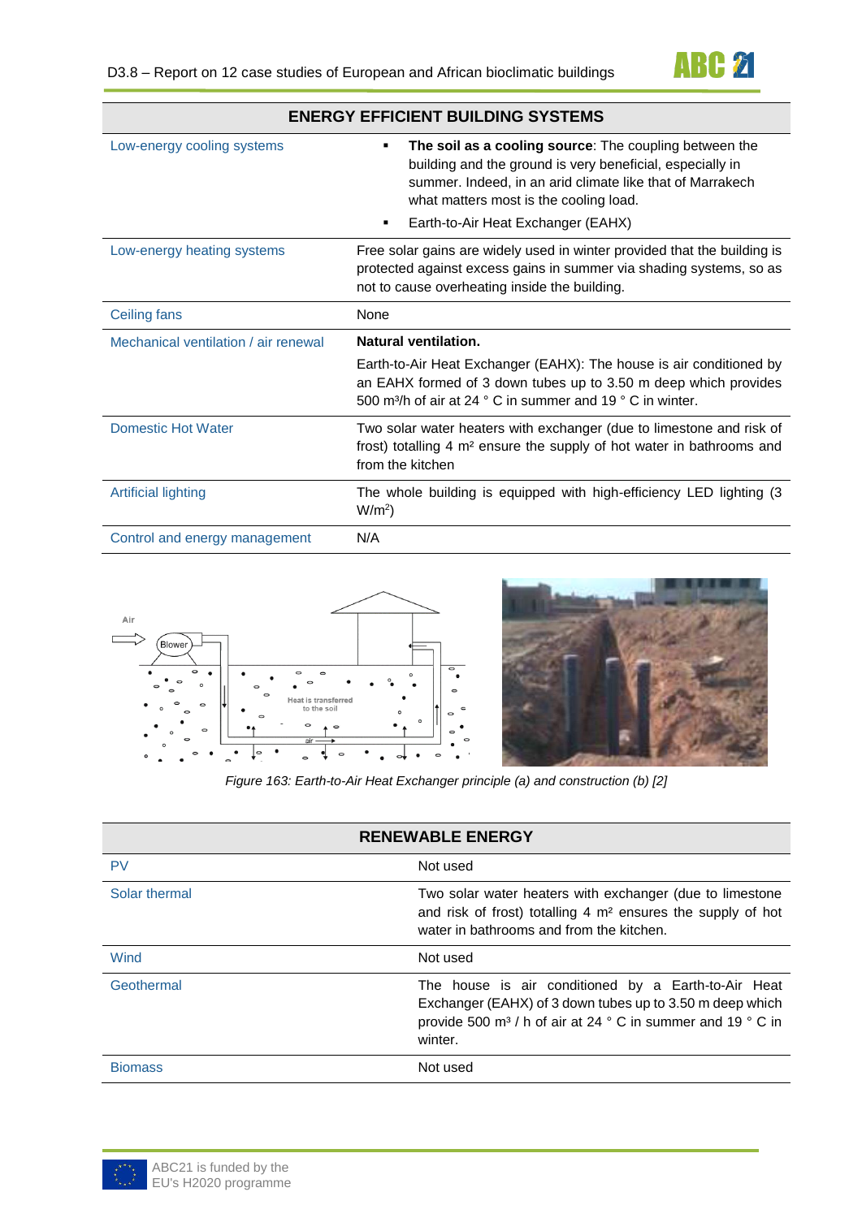| ENERGY EFFICIENT BUILDING SYSTEMS | |
|---|---|
| Low-energy cooling systems | ▪ **The soil as a cooling source**: The coupling between the building and the ground is very beneficial, especially in summer. Indeed, in an arid climate like that of Marrakech what matters most is the cooling load.<br>▪ Earth-to-Air Heat Exchanger (EAHX) |
| Low-energy heating systems | Free solar gains are widely used in winter provided that the building is protected against excess gains in summer via shading systems, so as not to cause overheating inside the building. |
| Ceiling fans | None |
| Mechanical ventilation / air renewal | **Natural ventilation.**<br>Earth-to-Air Heat Exchanger (EAHX): The house is air conditioned by an EAHX formed of 3 down tubes up to 3.50 m deep which provides 500 m³/h of air at 24 ° C in summer and 19 ° C in winter. |
| Domestic Hot Water | Two solar water heaters with exchanger (due to limestone and risk of frost) totalling 4 m² ensure the supply of hot water in bathrooms and from the kitchen |
| Artificial lighting | The whole building is equipped with high-efficiency LED lighting (3 W/m²) |
| Control and energy management | N/A |

*Figure 163: Earth-to-Air Heat Exchanger principle (a) and construction (b) [2]*

| RENEWABLE ENERGY | |
|---|---|
| PV | Not used |
| Solar thermal | Two solar water heaters with exchanger (due to limestone and risk of frost) totalling 4 m² ensures the supply of hot water in bathrooms and from the kitchen. |
| Wind | Not used |
| Geothermal | The house is air conditioned by a Earth-to-Air Heat Exchanger (EAHX) of 3 down tubes up to 3.50 m deep which provide 500 m³ / h of air at 24 ° C in summer and 19 ° C in winter. |
| Biomass | Not used |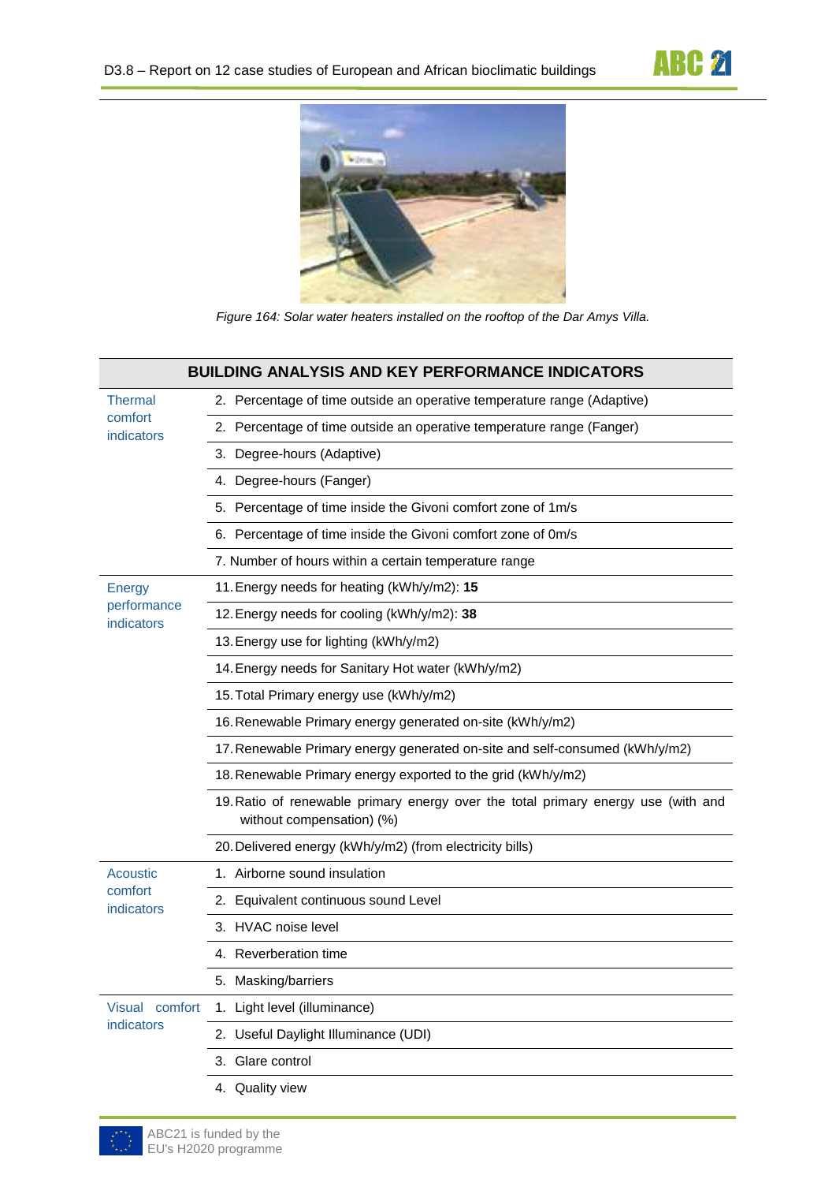Figure 164: Solar water heaters installed on the rooftop of the Dar Amys Villa.

| BUILDING ANALYSIS AND KEY PERFORMANCE INDICATORS | |
|---|---|
| Thermal comfort indicators | 2. Percentage of time outside an operative temperature range (Adaptive) |
| | 2. Percentage of time outside an operative temperature range (Fanger) |
| | 3. Degree-hours (Adaptive) |
| | 4. Degree-hours (Fanger) |
| | 5. Percentage of time inside the Givoni comfort zone of 1m/s |
| | 6. Percentage of time inside the Givoni comfort zone of 0m/s |
| | 7. Number of hours within a certain temperature range |
| Energy performance indicators | 11. Energy needs for heating (kWh/y/m2): **15** |
| | 12. Energy needs for cooling (kWh/y/m2): **38** |
| | 13. Energy use for lighting (kWh/y/m2) |
| | 14. Energy needs for Sanitary Hot water (kWh/y/m2) |
| | 15. Total Primary energy use (kWh/y/m2) |
| | 16. Renewable Primary energy generated on-site (kWh/y/m2) |
| | 17. Renewable Primary energy generated on-site and self-consumed (kWh/y/m2) |
| | 18. Renewable Primary energy exported to the grid (kWh/y/m2) |
| | 19. Ratio of renewable primary energy over the total primary energy use (with and without compensation) (%) |
| | 20. Delivered energy (kWh/y/m2) (from electricity bills) |
| Acoustic comfort indicators | 1. Airborne sound insulation |
| | 2. Equivalent continuous sound Level |
| | 3. HVAC noise level |
| | 4. Reverberation time |
| | 5. Masking/barriers |
| Visual comfort indicators | 1. Light level (illuminance) |
| | 2. Useful Daylight Illuminance (UDI) |
| | 3. Glare control |
| | 4. Quality view |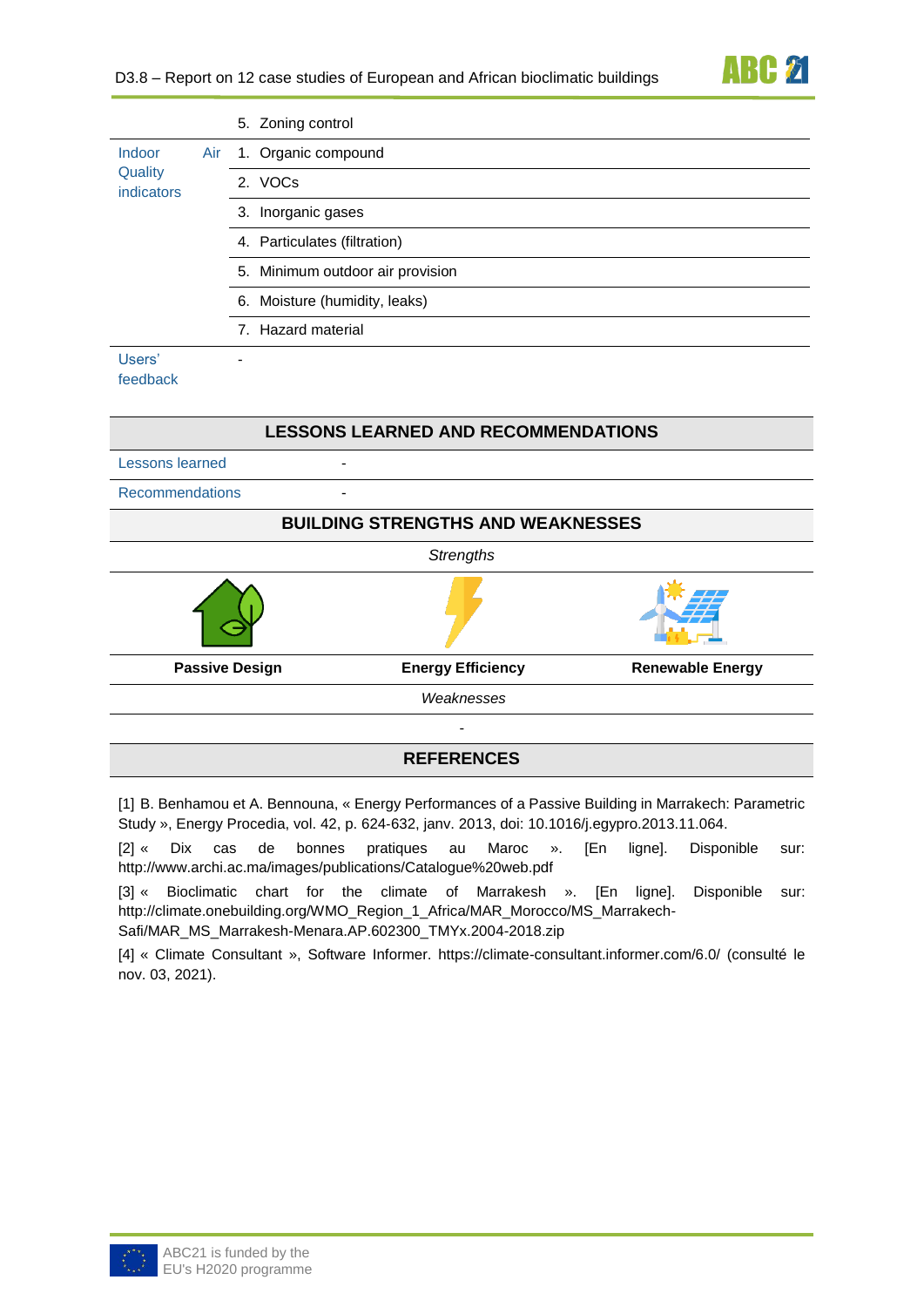| | |
|---|---|
| | 5. Zoning control |
| Indoor Air Quality indicators | 1. Organic compound |
| | 2. VOCs |
| | 3. Inorganic gases |
| | 4. Particulates (filtration) |
| | 5. Minimum outdoor air provision |
| | 6. Moisture (humidity, leaks) |
| | 7. Hazard material |
| Users' feedback | - |

## LESSONS LEARNED AND RECOMMENDATIONS

| | |
|---|---|
| Lessons learned | - |
| Recommendations | - |

## BUILDING STRENGTHS AND WEAKNESSES

*Strengths*

| Passive Design | Energy Efficiency | Renewable Energy |
|---|---|---|

*Weaknesses*

-

## REFERENCES

[1] B. Benhamou et A. Bennouna, « Energy Performances of a Passive Building in Marrakech: Parametric Study », Energy Procedia, vol. 42, p. 624-632, janv. 2013, doi: 10.1016/j.egypro.2013.11.064.

[2] « Dix cas de bonnes pratiques au Maroc ». [En ligne]. Disponible sur: http://www.archi.ac.ma/images/publications/Catalogue%20web.pdf

[3] « Bioclimatic chart for the climate of Marrakesh ». [En ligne]. Disponible sur: http://climate.onebuilding.org/WMO_Region_1_Africa/MAR_Morocco/MS_Marrakech-Safi/MAR_MS_Marrakesh-Menara.AP.602300_TMYx.2004-2018.zip

[4] « Climate Consultant », Software Informer. https://climate-consultant.informer.com/6.0/ (consulté le nov. 03, 2021).